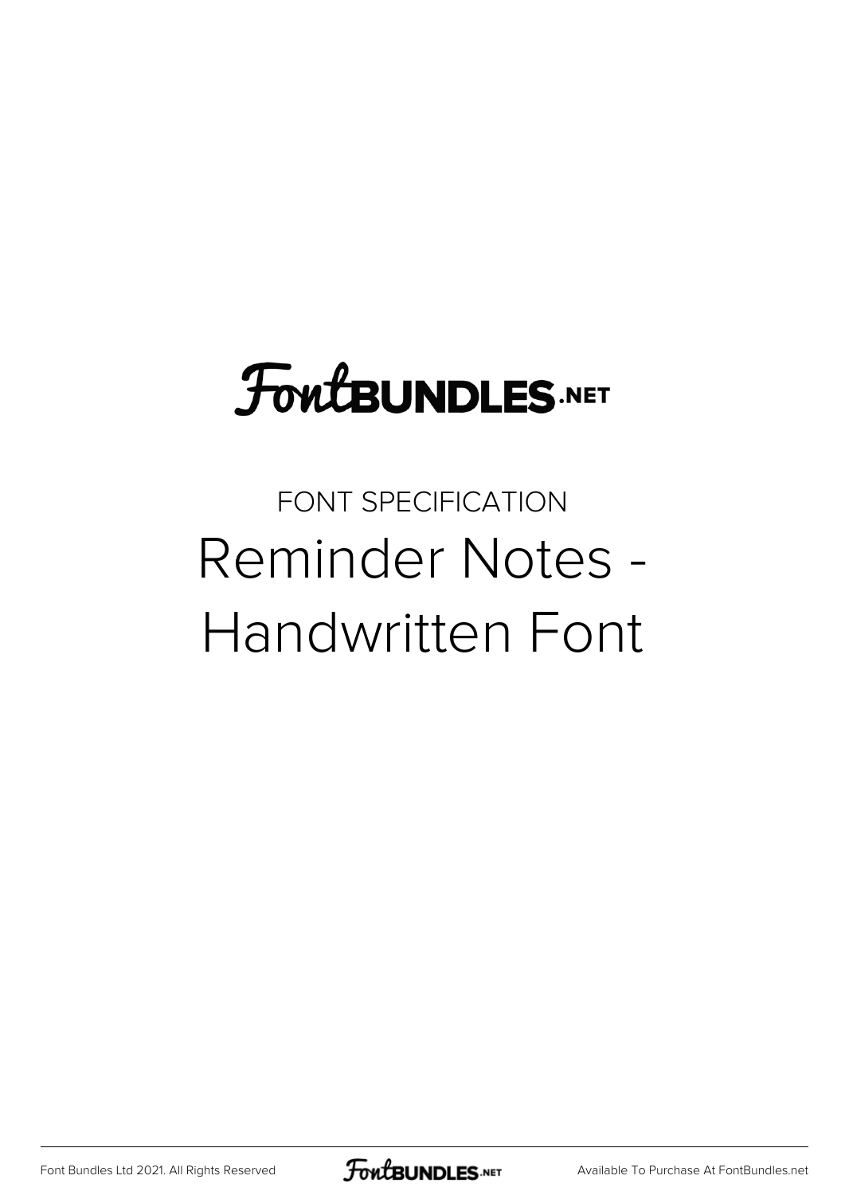FontBUNDLES.NET

FONT SPECIFICATION

# Reminder Notes - Handwritten Font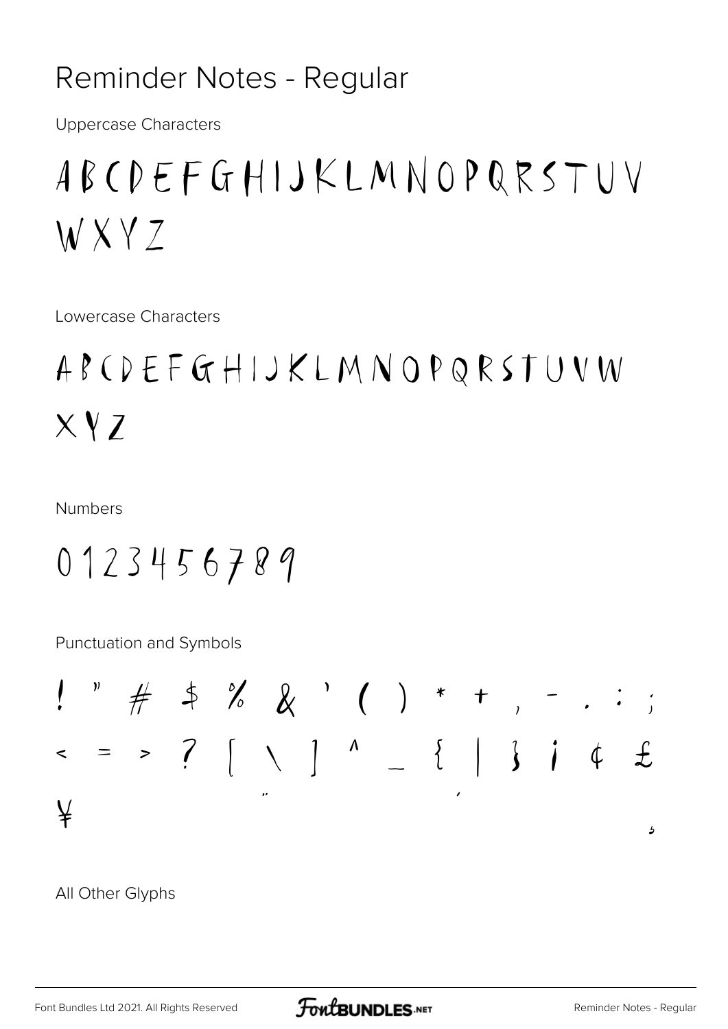# Reminder Notes - Regular

Uppercase Characters

ABCDEFGHIJKLMNOPQRSTUV
WXYZ

Lowercase Characters

ABCDEFGHIJKLMNOPQRSTUVW
XYZ

Numbers

0123456789

Punctuation and Symbols

! " # $ % & ' ( ) * + , - . : ;
< = > ? [ \ ] ^ _ { | } ¡ ¢ £
¥ ¨ ´ ¸

All Other Glyphs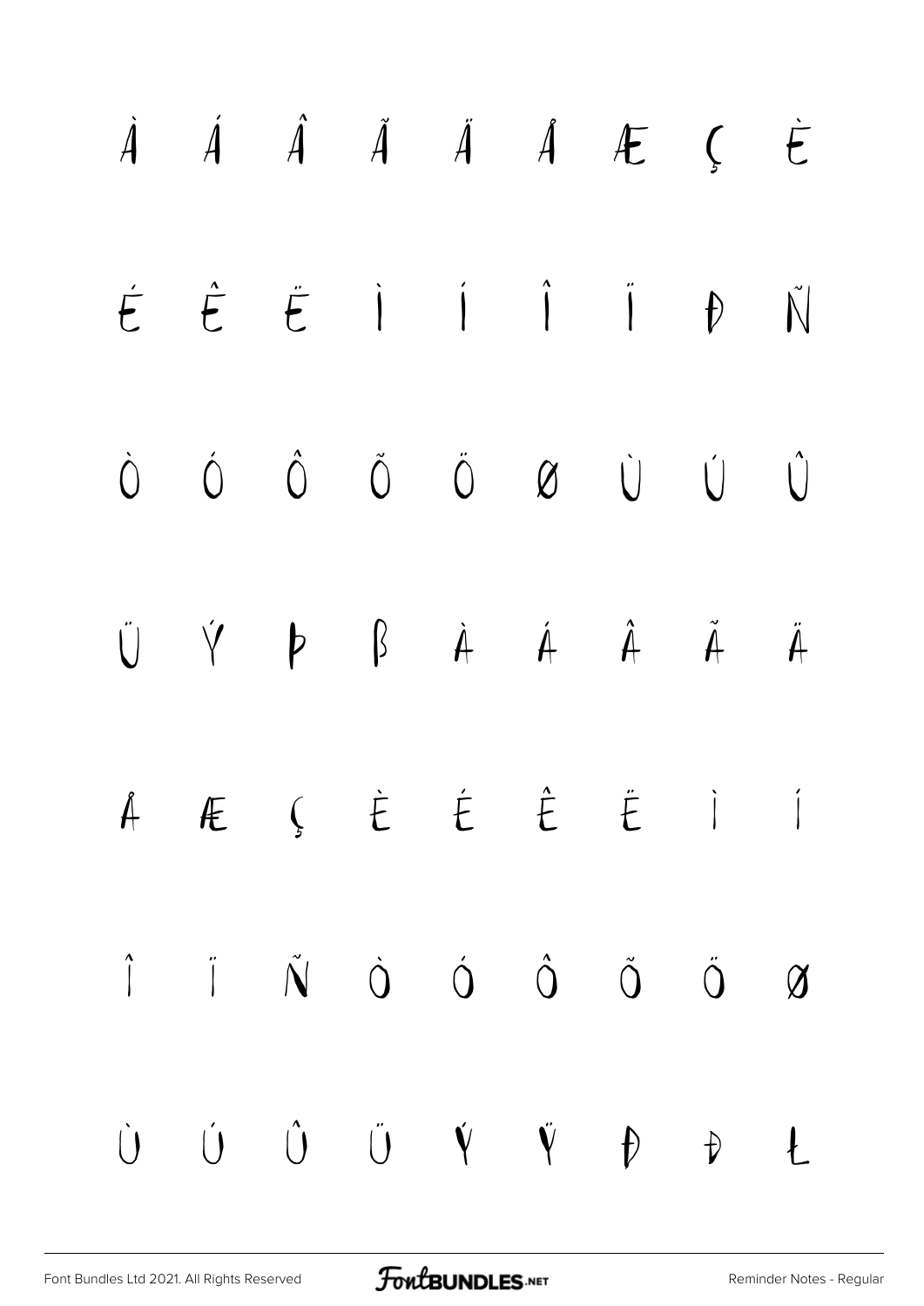À Á Â Ã Ä Å Æ Ç È

É Ê Ë Ì Í Î Ï Ð Ñ

Ò Ó Ô Õ Ö Ø Ù Ú Û

Ü Ý Þ ß à á â ã ä

å æ ç è é ê ë ì í

î ï ñ ò ó ô õ ö ø

ù ú û ü ý ÿ Đ đ Ł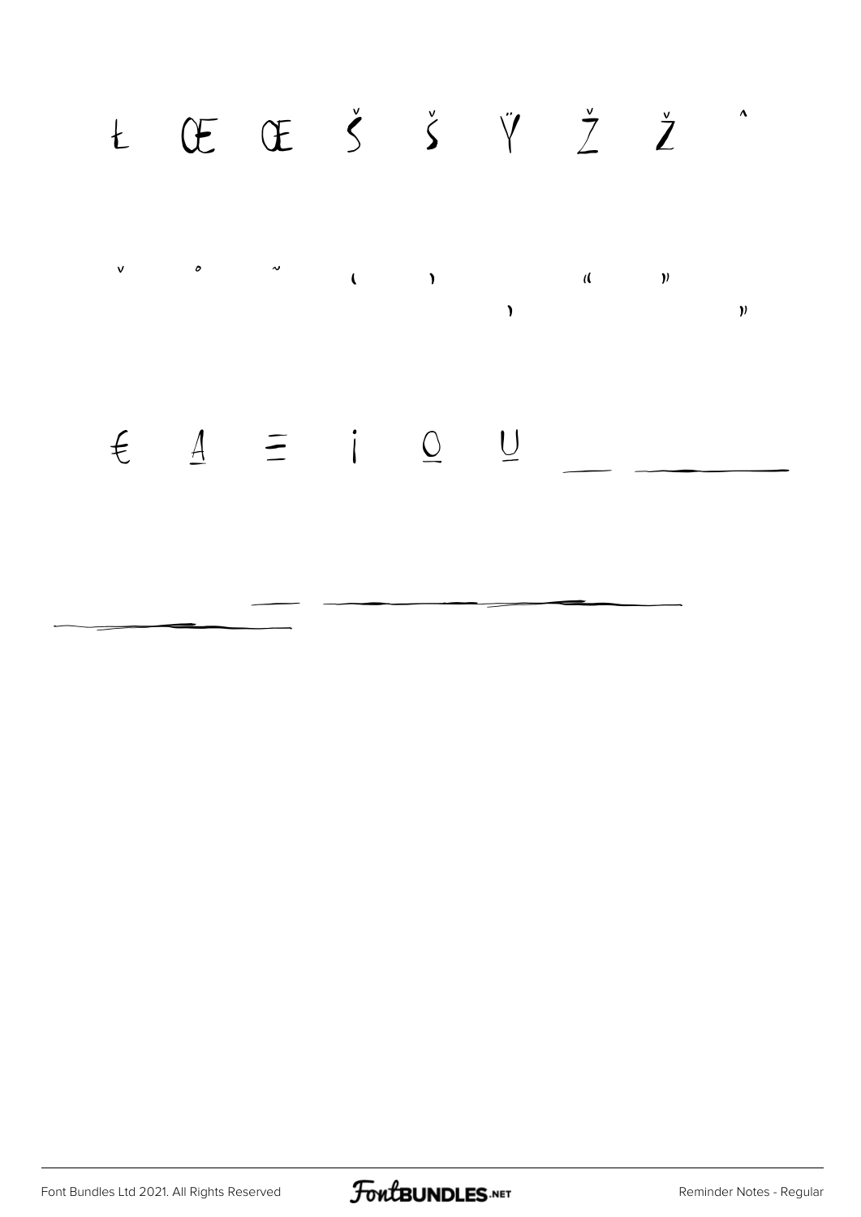Ł Œ œ Š š Ÿ Ž ž ˆ

ˇ ˚ ˜ ‘ ’ ‚ “ ” „

€ ª º ¡ º ª _ —

— — —